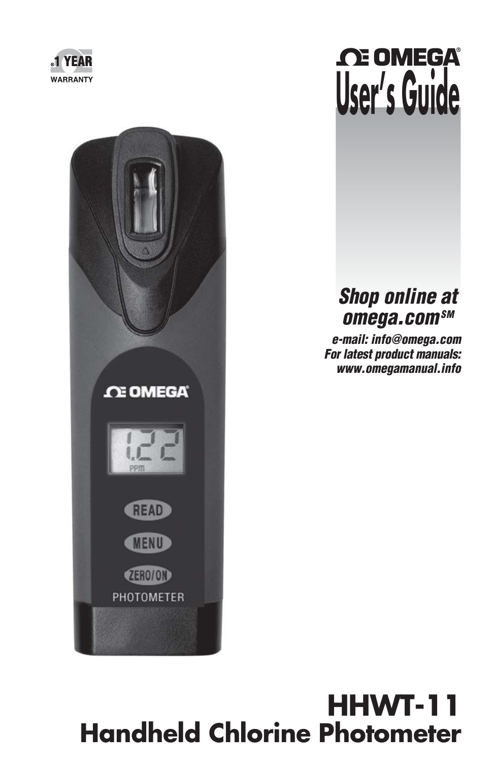®1 YEAR
WARRANTY

OMEGA®

# User's Guide

***Shop online at omega.com℠***

***e-mail: info@omega.com***
***For latest product manuals:***
***www.omegamanual.info***

# HHWT-11
## Handheld Chlorine Photometer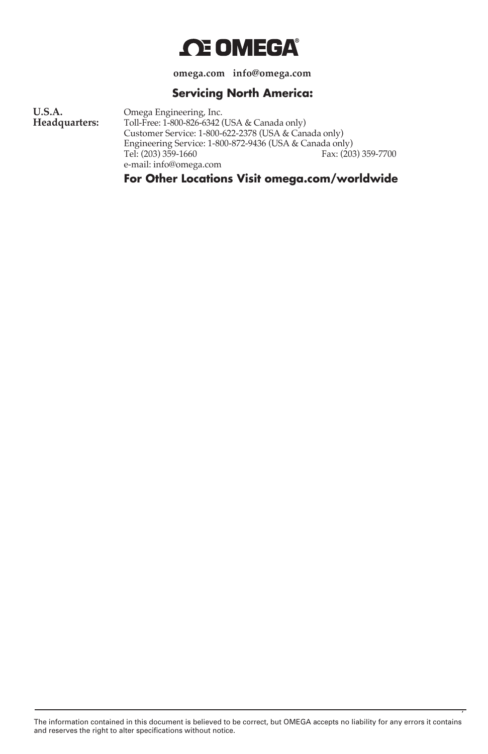# OMEGA®

**omega.com   info@omega.com**

## Servicing North America:

**U.S.A. Headquarters:**

Omega Engineering, Inc.
Toll-Free: 1-800-826-6342 (USA & Canada only)
Customer Service: 1-800-622-2378 (USA & Canada only)
Engineering Service: 1-800-872-9436 (USA & Canada only)
Tel: (203) 359-1660   Fax: (203) 359-7700
e-mail: info@omega.com

## For Other Locations Visit omega.com/worldwide

The information contained in this document is believed to be correct, but OMEGA accepts no liability for any errors it contains and reserves the right to alter specifications without notice.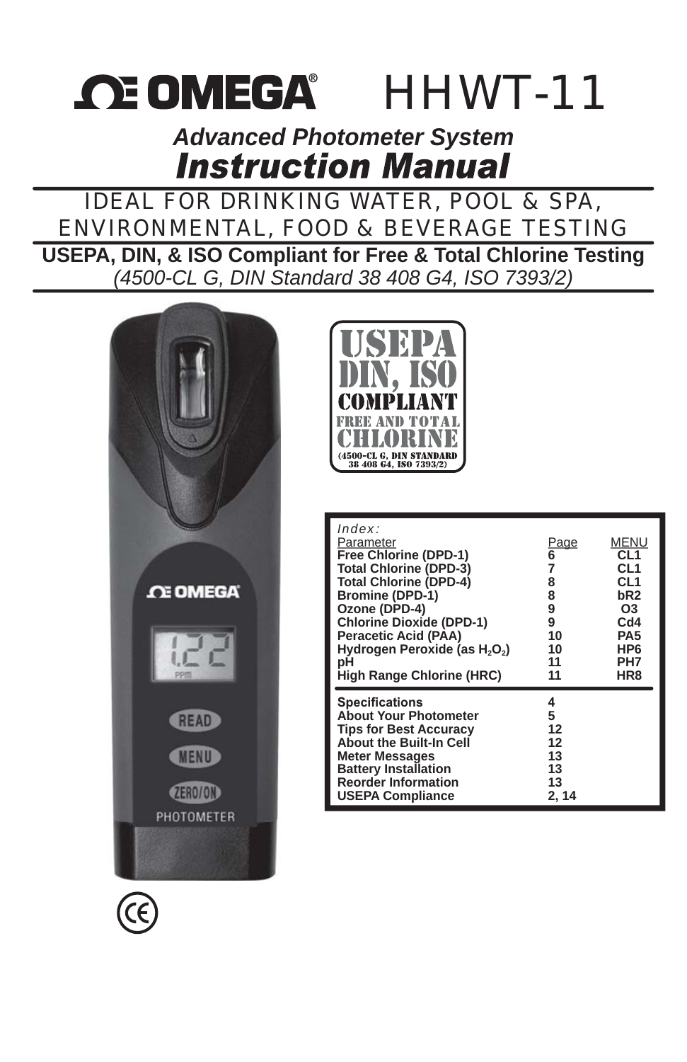# OMEGA® HHWT-11

## *Advanced Photometer System*
## *Instruction Manual*

IDEAL FOR DRINKING WATER, POOL & SPA, ENVIRONMENTAL, FOOD & BEVERAGE TESTING

**USEPA, DIN, & ISO Compliant for Free & Total Chlorine Testing**

*(4500-CL G, DIN Standard 38 408 G4, ISO 7393/2)*

USEPA DIN, ISO COMPLIANT FREE AND TOTAL CHLORINE (4500-CL G, DIN STANDARD 38 408 G4, ISO 7393/2)

*Index:*

| Parameter | Page | MENU |
|---|---|---|
| **Free Chlorine (DPD-1)** | **6** | **CL1** |
| **Total Chlorine (DPD-3)** | **7** | **CL1** |
| **Total Chlorine (DPD-4)** | **8** | **CL1** |
| **Bromine (DPD-1)** | **8** | **bR2** |
| **Ozone (DPD-4)** | **9** | **O3** |
| **Chlorine Dioxide (DPD-1)** | **9** | **Cd4** |
| **Peracetic Acid (PAA)** | **10** | **PA5** |
| **Hydrogen Peroxide (as $H_2O_2$)** | **10** | **HP6** |
| **pH** | **11** | **PH7** |
| **High Range Chlorine (HRC)** | **11** | **HR8** |
| **Specifications** | **4** | |
| **About Your Photometer** | **5** | |
| **Tips for Best Accuracy** | **12** | |
| **About the Built-In Cell** | **12** | |
| **Meter Messages** | **13** | |
| **Battery Installation** | **13** | |
| **Reorder Information** | **13** | |
| **USEPA Compliance** | **2, 14** | |

OMEGA

1.22 PPM

READ

MENU

ZERO/ON

PHOTOMETER

CE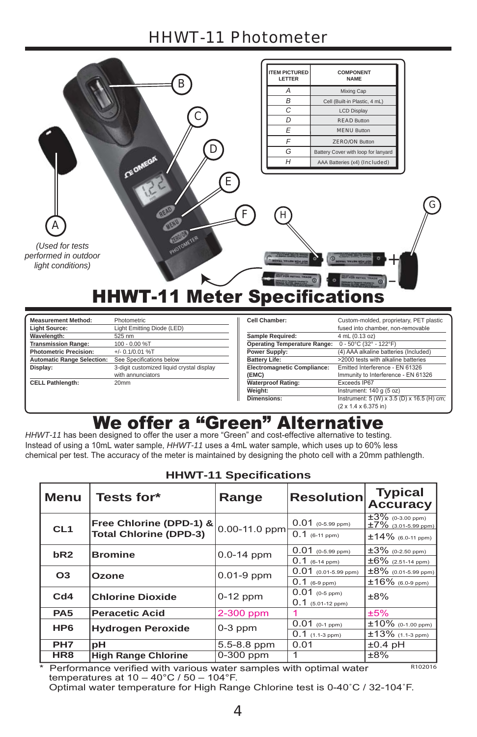# HHWT-11 Photometer

| ITEM PICTURED LETTER | COMPONENT NAME |
|---|---|
| A | Mixing Cap |
| B | Cell (Built-in Plastic, 4 mL) |
| C | LCD Display |
| D | READ Button |
| E | MENU Button |
| F | ZERO/ON Button |
| G | Battery Cover with loop for lanyard |
| H | AAA Batteries (x4) (Included) |

*(Used for tests performed in outdoor light conditions)*

# HHWT-11 Meter Specifications

| | |
|---|---|
| **Measurement Method:** | Photometric |
| **Light Source:** | Light Emitting Diode (LED) |
| **Wavelength:** | 525 nm |
| **Transmission Range:** | 100 - 0.00 %T |
| **Photometric Precision:** | +/- 0.1/0.01 %T |
| **Automatic Range Selection:** | See Specifications below |
| **Display:** | 3-digit customized liquid crystal display with annunciators |
| **CELL Pathlength:** | 20mm |
| **Cell Chamber:** | Custom-molded, proprietary, PET plastic fused into chamber, non-removable |
| **Sample Required:** | 4 mL (0.13 oz) |
| **Operating Temperature Range:** | 0 - 50°C (32° - 122°F) |
| **Power Supply:** | (4) AAA alkaline batteries (Included) |
| **Battery Life:** | >2000 tests with alkaline batteries |
| **Electromagnetic Compliance: (EMC)** | Emitted Interference - EN 61326<br>Immunity to Interference - EN 61326 |
| **Waterproof Rating:** | Exceeds IP67 |
| **Weight:** | Instrument: 140 g (5 oz) |
| **Dimensions:** | Instrument: 5 (W) x 3.5 (D) x 16.5 (H) cm; (2 x 1.4 x 6.375 in) |

# We offer a "Green" Alternative

*HHWT-11* has been designed to offer the user a more "Green" and cost-effective alternative to testing. Instead of using a 10mL water sample, *HHWT-11* uses a 4mL water sample, which uses up to 60% less chemical per test. The accuracy of the meter is maintained by designing the photo cell with a 20mm pathlength.

## HHWT-11 Specifications

| Menu | Tests for* | Range | Resolution | Typical Accuracy |
|---|---|---|---|---|
| CL1 | Free Chlorine (DPD-1) & Total Chlorine (DPD-3) | 0.00-11.0 ppm | 0.01 (0-5.99 ppm)<br>0.1 (6-11 ppm) | ±3% (0-3.00 ppm)<br>±7% (3.01-5.99 ppm)<br>±14% (6.0-11 ppm) |
| bR2 | Bromine | 0.0-14 ppm | 0.01 (0-5.99 ppm)<br>0.1 (6-14 ppm) | ±3% (0-2.50 ppm)<br>±6% (2.51-14 ppm) |
| O3 | Ozone | 0.01-9 ppm | 0.01 (0.01-5.99 ppm)<br>0.1 (6-9 ppm) | ±8% (0.01-5.99 ppm)<br>±16% (6.0-9 ppm) |
| Cd4 | Chlorine Dioxide | 0-12 ppm | 0.01 (0-5 ppm)<br>0.1 (5.01-12 ppm) | ±8% |
| PA5 | Peracetic Acid | 2-300 ppm | 1 | ±5% |
| HP6 | Hydrogen Peroxide | 0-3 ppm | 0.01 (0-1 ppm)<br>0.1 (1.1-3 ppm) | ±10% (0-1.00 ppm)<br>±13% (1.1-3 ppm) |
| PH7 | pH | 5.5-8.8 ppm | 0.01 | ±0.4 pH |
| HR8 | High Range Chlorine | 0-300 ppm | 1 | ±8% |

\* Performance verified with various water samples with optimal water temperatures at 10 – 40°C / 50 – 104°F.
Optimal water temperature for High Range Chlorine test is 0-40˚C / 32-104˚F.

R102016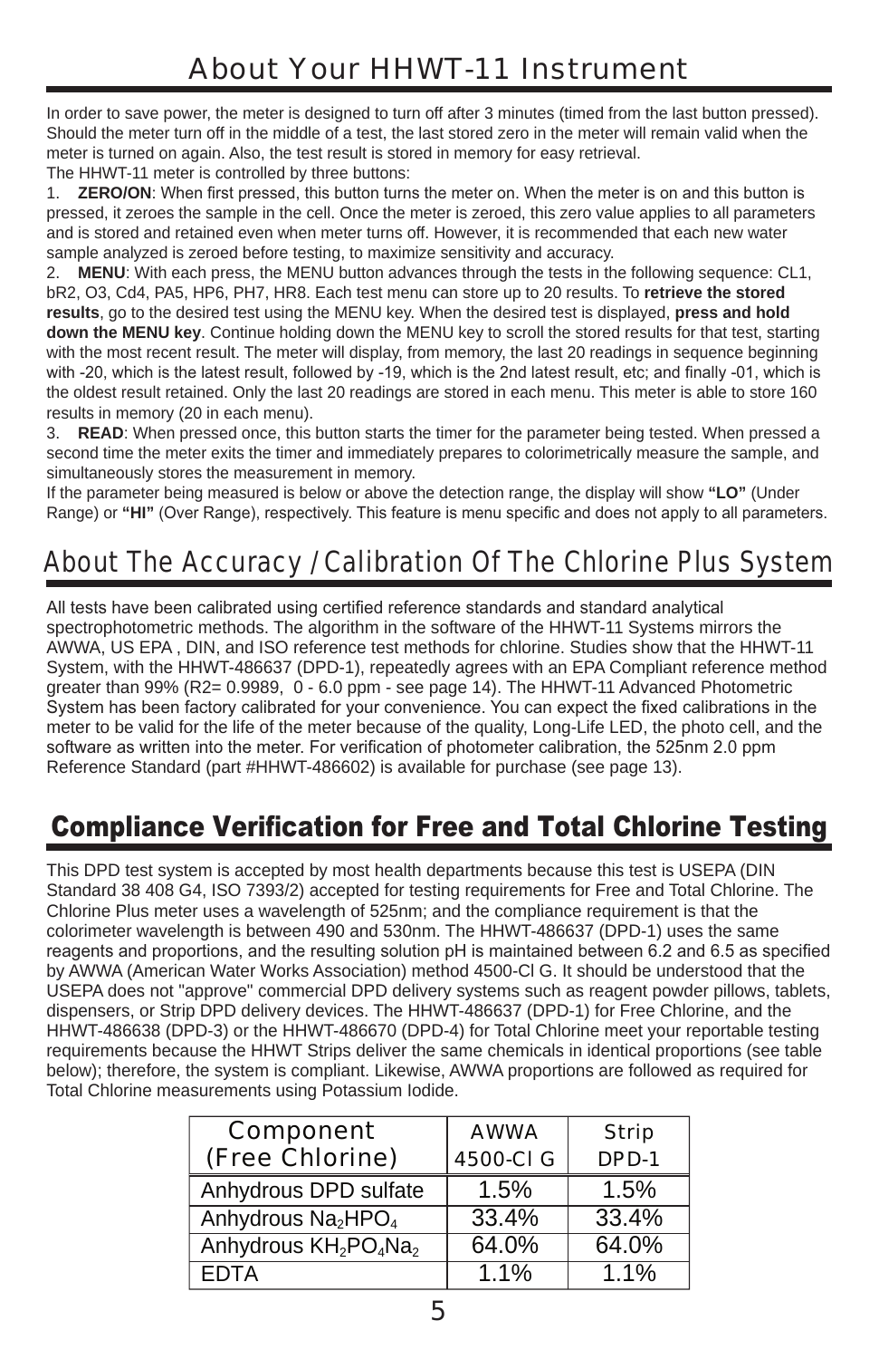# About Your HHWT-11 Instrument

In order to save power, the meter is designed to turn off after 3 minutes (timed from the last button pressed). Should the meter turn off in the middle of a test, the last stored zero in the meter will remain valid when the meter is turned on again. Also, the test result is stored in memory for easy retrieval.

The HHWT-11 meter is controlled by three buttons:

1. **ZERO/ON**: When first pressed, this button turns the meter on. When the meter is on and this button is pressed, it zeroes the sample in the cell. Once the meter is zeroed, this zero value applies to all parameters and is stored and retained even when meter turns off. However, it is recommended that each new water sample analyzed is zeroed before testing, to maximize sensitivity and accuracy.
2. **MENU**: With each press, the MENU button advances through the tests in the following sequence: CL1, bR2, O3, Cd4, PA5, HP6, PH7, HR8. Each test menu can store up to 20 results. To **retrieve the stored results**, go to the desired test using the MENU key. When the desired test is displayed, **press and hold down the MENU key**. Continue holding down the MENU key to scroll the stored results for that test, starting with the most recent result. The meter will display, from memory, the last 20 readings in sequence beginning with -20, which is the latest result, followed by -19, which is the 2nd latest result, etc; and finally -01, which is the oldest result retained. Only the last 20 readings are stored in each menu. This meter is able to store 160 results in memory (20 in each menu).
3. **READ**: When pressed once, this button starts the timer for the parameter being tested. When pressed a second time the meter exits the timer and immediately prepares to colorimetrically measure the sample, and simultaneously stores the measurement in memory.

If the parameter being measured is below or above the detection range, the display will show **"LO"** (Under Range) or **"HI"** (Over Range), respectively. This feature is menu specific and does not apply to all parameters.

# About The Accuracy / Calibration Of The Chlorine Plus System

All tests have been calibrated using certified reference standards and standard analytical spectrophotometric methods. The algorithm in the software of the HHWT-11 Systems mirrors the AWWA, US EPA , DIN, and ISO reference test methods for chlorine. Studies show that the HHWT-11 System, with the HHWT-486637 (DPD-1), repeatedly agrees with an EPA Compliant reference method greater than 99% ($R2= 0.9989$, 0 - 6.0 ppm - see page 14). The HHWT-11 Advanced Photometric System has been factory calibrated for your convenience. You can expect the fixed calibrations in the meter to be valid for the life of the meter because of the quality, Long-Life LED, the photo cell, and the software as written into the meter. For verification of photometer calibration, the 525nm 2.0 ppm Reference Standard (part #HHWT-486602) is available for purchase (see page 13).

# Compliance Verification for Free and Total Chlorine Testing

This DPD test system is accepted by most health departments because this test is USEPA (DIN Standard 38 408 G4, ISO 7393/2) accepted for testing requirements for Free and Total Chlorine. The Chlorine Plus meter uses a wavelength of 525nm; and the compliance requirement is that the colorimeter wavelength is between 490 and 530nm. The HHWT-486637 (DPD-1) uses the same reagents and proportions, and the resulting solution pH is maintained between 6.2 and 6.5 as specified by AWWA (American Water Works Association) method 4500-Cl G. It should be understood that the USEPA does not "approve" commercial DPD delivery systems such as reagent powder pillows, tablets, dispensers, or Strip DPD delivery devices. The HHWT-486637 (DPD-1) for Free Chlorine, and the HHWT-486638 (DPD-3) or the HHWT-486670 (DPD-4) for Total Chlorine meet your reportable testing requirements because the HHWT Strips deliver the same chemicals in identical proportions (see table below); therefore, the system is compliant. Likewise, AWWA proportions are followed as required for Total Chlorine measurements using Potassium Iodide.

| Component (Free Chlorine) | AWWA 4500-Cl G | Strip DPD-1 |
|---|---|---|
| Anhydrous DPD sulfate | 1.5% | 1.5% |
| Anhydrous $Na_2HPO_4$ | 33.4% | 33.4% |
| Anhydrous $KH_2PO_4Na_2$ | 64.0% | 64.0% |
| EDTA | 1.1% | 1.1% |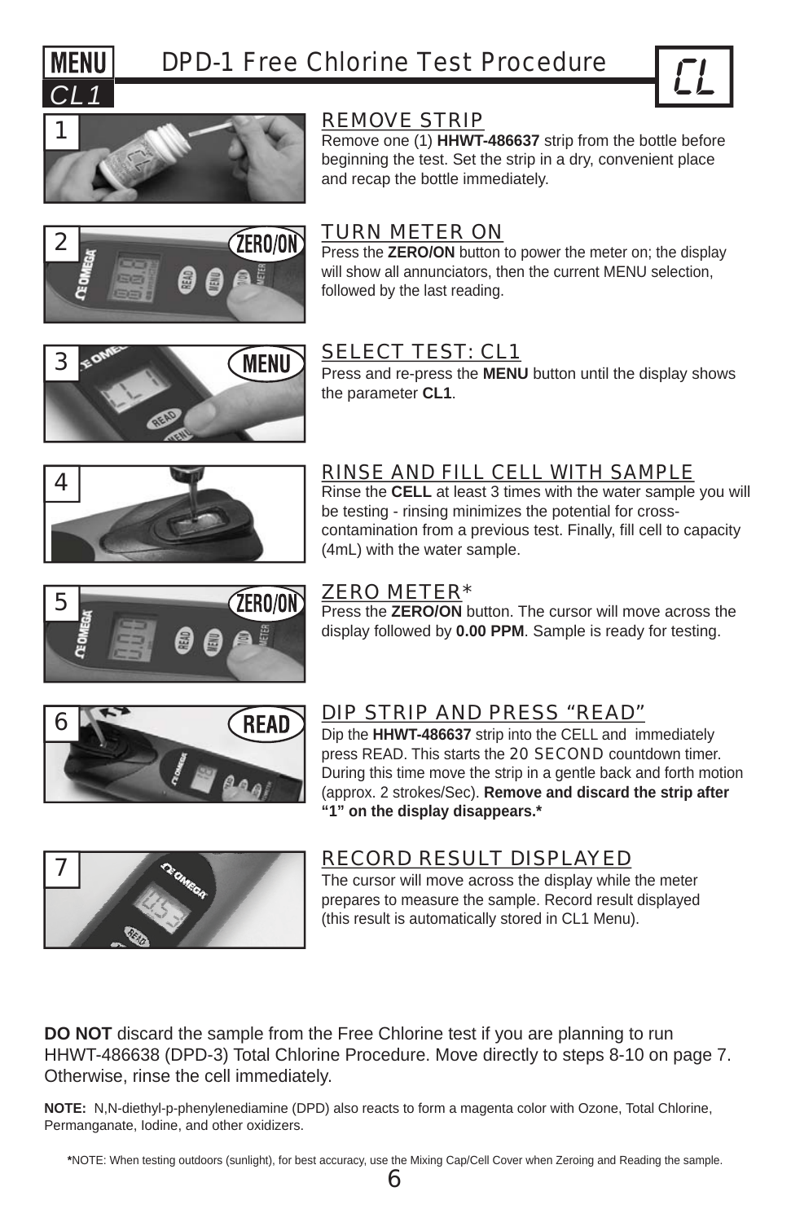**MENU** *CL1*

# DPD-1 Free Chlorine Test Procedure

CL

## 1 REMOVE STRIP

Remove one (1) **HHWT-486637** strip from the bottle before beginning the test. Set the strip in a dry, convenient place and recap the bottle immediately.

## 2 TURN METER ON

Press the **ZERO/ON** button to power the meter on; the display will show all annunciators, then the current MENU selection, followed by the last reading.

## 3 SELECT TEST: CL1

Press and re-press the **MENU** button until the display shows the parameter **CL1**.

## 4 RINSE AND FILL CELL WITH SAMPLE

Rinse the **CELL** at least 3 times with the water sample you will be testing - rinsing minimizes the potential for cross-contamination from a previous test. Finally, fill cell to capacity (4mL) with the water sample.

## 5 ZERO METER*

Press the **ZERO/ON** button. The cursor will move across the display followed by **0.00 PPM**. Sample is ready for testing.

## 6 DIP STRIP AND PRESS "READ"

Dip the **HHWT-486637** strip into the CELL and immediately press READ. This starts the 20 SECOND countdown timer. During this time move the strip in a gentle back and forth motion (approx. 2 strokes/Sec). **Remove and discard the strip after "1" on the display disappears.***

## 7 RECORD RESULT DISPLAYED

The cursor will move across the display while the meter prepares to measure the sample. Record result displayed (this result is automatically stored in CL1 Menu).

**DO NOT** discard the sample from the Free Chlorine test if you are planning to run HHWT-486638 (DPD-3) Total Chlorine Procedure. Move directly to steps 8-10 on page 7. Otherwise, rinse the cell immediately.

**NOTE:** N,N-diethyl-p-phenylenediamine (DPD) also reacts to form a magenta color with Ozone, Total Chlorine, Permanganate, Iodine, and other oxidizers.

***NOTE:** When testing outdoors (sunlight), for best accuracy, use the Mixing Cap/Cell Cover when Zeroing and Reading the sample.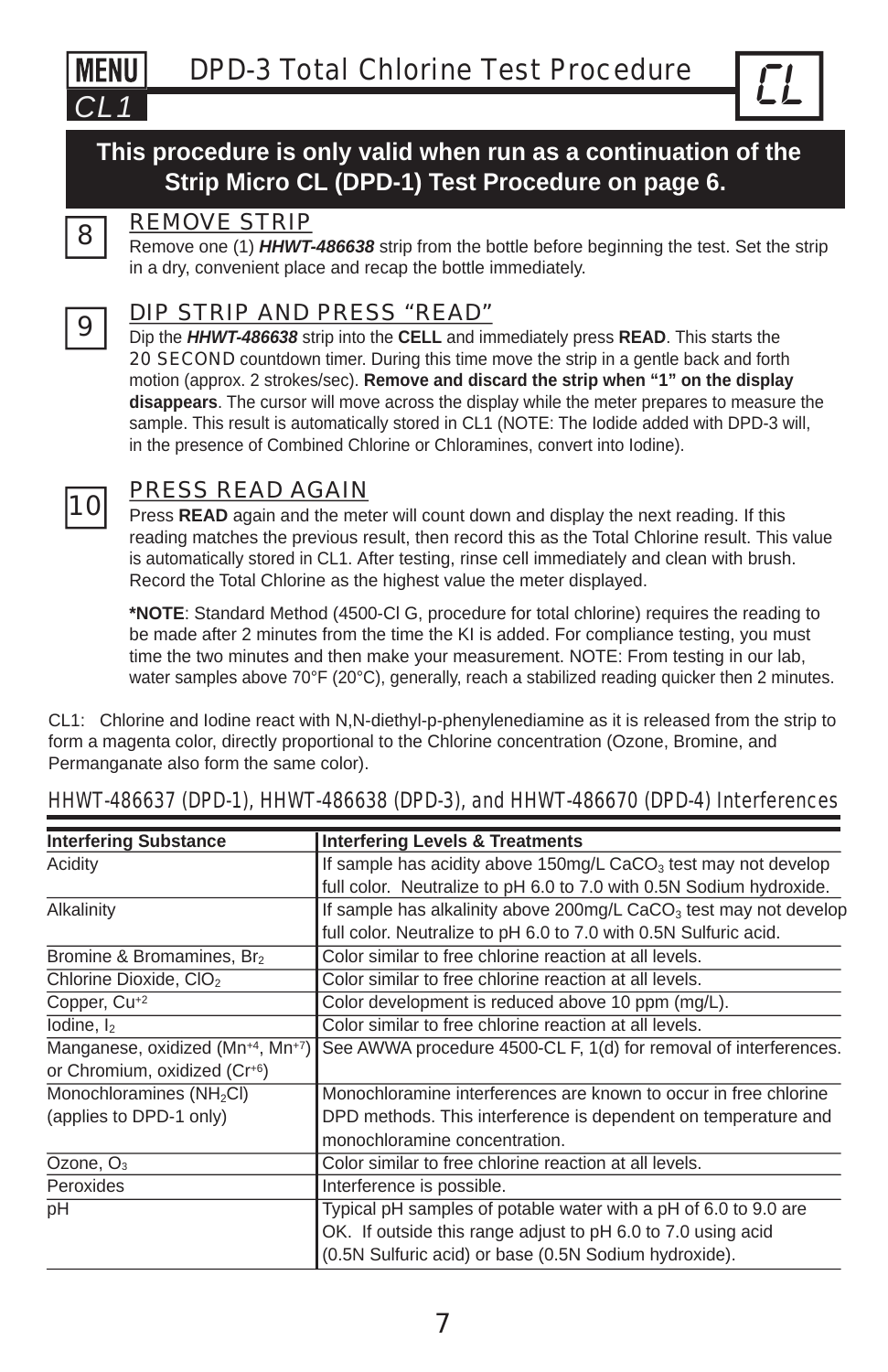MENU CL1

# DPD-3 Total Chlorine Test Procedure

CL

**This procedure is only valid when run as a continuation of the Strip Micro CL (DPD-1) Test Procedure on page 6.**

## 8 REMOVE STRIP

Remove one (1) ***HHWT-486638*** strip from the bottle before beginning the test. Set the strip in a dry, convenient place and recap the bottle immediately.

## 9 DIP STRIP AND PRESS "READ"

Dip the ***HHWT-486638*** strip into the **CELL** and immediately press **READ**. This starts the 20 SECOND countdown timer. During this time move the strip in a gentle back and forth motion (approx. 2 strokes/sec). **Remove and discard the strip when "1" on the display disappears**. The cursor will move across the display while the meter prepares to measure the sample. This result is automatically stored in CL1 (NOTE: The Iodide added with DPD-3 will, in the presence of Combined Chlorine or Chloramines, convert into Iodine).

## 10 PRESS READ AGAIN

Press **READ** again and the meter will count down and display the next reading. If this reading matches the previous result, then record this as the Total Chlorine result. This value is automatically stored in CL1. After testing, rinse cell immediately and clean with brush. Record the Total Chlorine as the highest value the meter displayed.

**\*NOTE**: Standard Method (4500-Cl G, procedure for total chlorine) requires the reading to be made after 2 minutes from the time the KI is added. For compliance testing, you must time the two minutes and then make your measurement. NOTE: From testing in our lab, water samples above 70°F (20°C), generally, reach a stabilized reading quicker then 2 minutes.

CL1: Chlorine and Iodine react with N,N-diethyl-p-phenylenediamine as it is released from the strip to form a magenta color, directly proportional to the Chlorine concentration (Ozone, Bromine, and Permanganate also form the same color).

### HHWT-486637 (DPD-1), HHWT-486638 (DPD-3), and HHWT-486670 (DPD-4) Interferences

| Interfering Substance | Interfering Levels & Treatments |
|---|---|
| Acidity | If sample has acidity above 150mg/L $CaCO_3$ test may not develop full color. Neutralize to pH 6.0 to 7.0 with 0.5N Sodium hydroxide. |
| Alkalinity | If sample has alkalinity above 200mg/L $CaCO_3$ test may not develop full color. Neutralize to pH 6.0 to 7.0 with 0.5N Sulfuric acid. |
| Bromine & Bromamines, $Br_2$ | Color similar to free chlorine reaction at all levels. |
| Chlorine Dioxide, $ClO_2$ | Color similar to free chlorine reaction at all levels. |
| Copper, $Cu^{+2}$ | Color development is reduced above 10 ppm (mg/L). |
| Iodine, $I_2$ | Color similar to free chlorine reaction at all levels. |
| Manganese, oxidized ($Mn^{+4}$, $Mn^{+7}$) or Chromium, oxidized ($Cr^{+6}$) | See AWWA procedure 4500-CL F, 1(d) for removal of interferences. |
| Monochloramines ($NH_2Cl$) (applies to DPD-1 only) | Monochloramine interferences are known to occur in free chlorine DPD methods. This interference is dependent on temperature and monochloramine concentration. |
| Ozone, $O_3$ | Color similar to free chlorine reaction at all levels. |
| Peroxides | Interference is possible. |
| pH | Typical pH samples of potable water with a pH of 6.0 to 9.0 are OK. If outside this range adjust to pH 6.0 to 7.0 using acid (0.5N Sulfuric acid) or base (0.5N Sodium hydroxide). |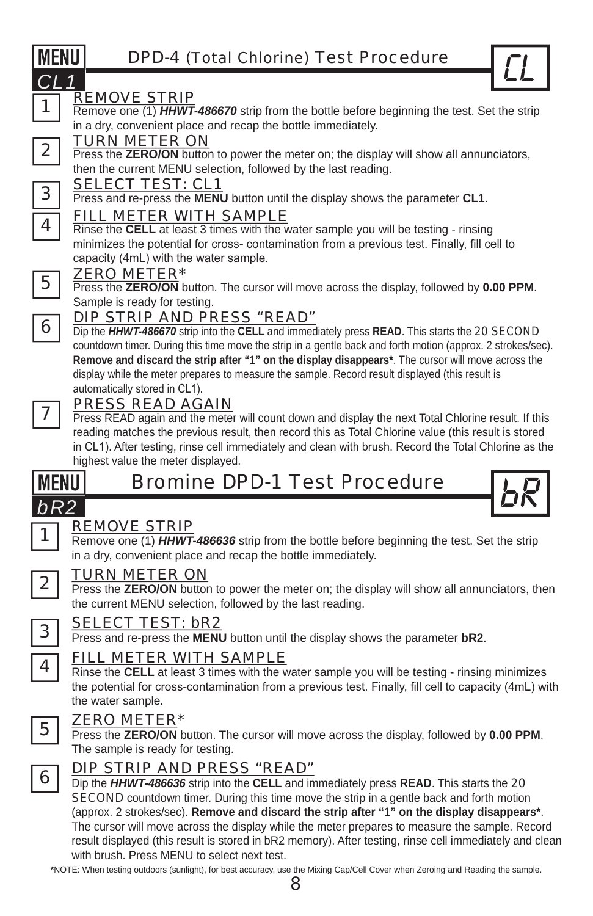## MENU CL1 — DPD-4 (Total Chlorine) Test Procedure — CL

1. **REMOVE STRIP**
   Remove one (1) ***HHWT-486670*** strip from the bottle before beginning the test. Set the strip in a dry, convenient place and recap the bottle immediately.

2. **TURN METER ON**
   Press the **ZERO/ON** button to power the meter on; the display will show all annunciators, then the current MENU selection, followed by the last reading.

3. **SELECT TEST: CL1**
   Press and re-press the **MENU** button until the display shows the parameter **CL1**.

4. **FILL METER WITH SAMPLE**
   Rinse the **CELL** at least 3 times with the water sample you will be testing - rinsing minimizes the potential for cross- contamination from a previous test. Finally, fill cell to capacity (4mL) with the water sample.

5. **ZERO METER***
   Press the **ZERO/ON** button. The cursor will move across the display, followed by **0.00 PPM**. Sample is ready for testing.

6. **DIP STRIP AND PRESS "READ"**
   Dip the ***HHWT-486670*** strip into the **CELL** and immediately press **READ**. This starts the 20 SECOND countdown timer. During this time move the strip in a gentle back and forth motion (approx. 2 strokes/sec). **Remove and discard the strip after "1" on the display disappears***. The cursor will move across the display while the meter prepares to measure the sample. Record result displayed (this result is automatically stored in CL1).

7. **PRESS READ AGAIN**
   Press READ again and the meter will count down and display the next Total Chlorine result. If this reading matches the previous result, then record this as Total Chlorine value (this result is stored in CL1). After testing, rinse cell immediately and clean with brush. Record the Total Chlorine as the highest value the meter displayed.

## MENU bR2 — Bromine DPD-1 Test Procedure — bR

1. **REMOVE STRIP**
   Remove one (1) ***HHWT-486636*** strip from the bottle before beginning the test. Set the strip in a dry, convenient place and recap the bottle immediately.

2. **TURN METER ON**
   Press the **ZERO/ON** button to power the meter on; the display will show all annunciators, then the current MENU selection, followed by the last reading.

3. **SELECT TEST: bR2**
   Press and re-press the **MENU** button until the display shows the parameter **bR2**.

4. **FILL METER WITH SAMPLE**
   Rinse the **CELL** at least 3 times with the water sample you will be testing - rinsing minimizes the potential for cross-contamination from a previous test. Finally, fill cell to capacity (4mL) with the water sample.

5. **ZERO METER***
   Press the **ZERO/ON** button. The cursor will move across the display, followed by **0.00 PPM**. The sample is ready for testing.

6. **DIP STRIP AND PRESS "READ"**
   Dip the ***HHWT-486636*** strip into the **CELL** and immediately press **READ**. This starts the 20 SECOND countdown timer. During this time move the strip in a gentle back and forth motion (approx. 2 strokes/sec). **Remove and discard the strip after "1" on the display disappears***. The cursor will move across the display while the meter prepares to measure the sample. Record result displayed (this result is stored in bR2 memory). After testing, rinse cell immediately and clean with brush. Press MENU to select next test.

***NOTE:** When testing outdoors (sunlight), for best accuracy, use the Mixing Cap/Cell Cover when Zeroing and Reading the sample.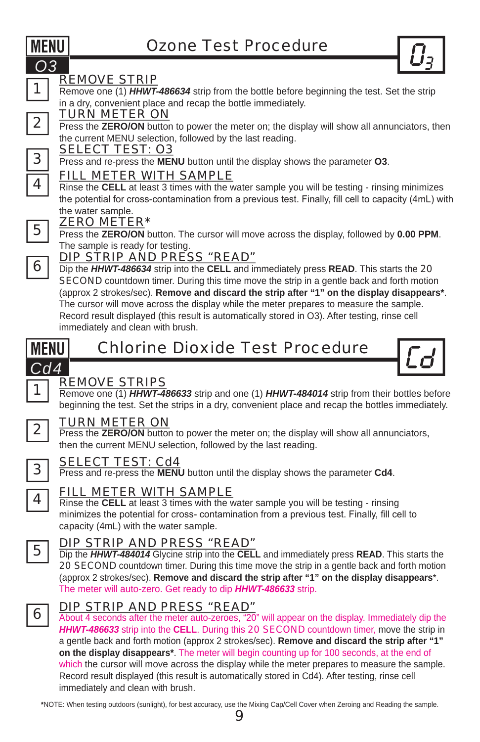## MENU O3 — Ozone Test Procedure

$O_3$

**1** REMOVE STRIP
Remove one (1) ***HHWT-486634*** strip from the bottle before beginning the test. Set the strip in a dry, convenient place and recap the bottle immediately.

**2** TURN METER ON
Press the **ZERO/ON** button to power the meter on; the display will show all annunciators, then the current MENU selection, followed by the last reading.

**3** SELECT TEST: O3
Press and re-press the **MENU** button until the display shows the parameter **O3**.

**4** FILL METER WITH SAMPLE
Rinse the **CELL** at least 3 times with the water sample you will be testing - rinsing minimizes the potential for cross-contamination from a previous test. Finally, fill cell to capacity (4mL) with the water sample.

**5** ZERO METER*
Press the **ZERO/ON** button. The cursor will move across the display, followed by **0.00 PPM**. The sample is ready for testing.

**6** DIP STRIP AND PRESS "READ"
Dip the ***HHWT-486634*** strip into the **CELL** and immediately press **READ**. This starts the 20 SECOND countdown timer. During this time move the strip in a gentle back and forth motion (approx 2 strokes/sec). **Remove and discard the strip after "1" on the display disappears***. The cursor will move across the display while the meter prepares to measure the sample. Record result displayed (this result is automatically stored in O3). After testing, rinse cell immediately and clean with brush.

## MENU Cd4 — Chlorine Dioxide Test Procedure

Cd

**1** REMOVE STRIPS
Remove one (1) ***HHWT-486633*** strip and one (1) ***HHWT-484014*** strip from their bottles before beginning the test. Set the strips in a dry, convenient place and recap the bottles immediately.

**2** TURN METER ON
Press the **ZERO/ON** button to power the meter on; the display will show all annunciators, then the current MENU selection, followed by the last reading.

**3** SELECT TEST: Cd4
Press and re-press the **MENU** button until the display shows the parameter **Cd4**.

**4** FILL METER WITH SAMPLE
Rinse the **CELL** at least 3 times with the water sample you will be testing - rinsing minimizes the potential for cross- contamination from a previous test. Finally, fill cell to capacity (4mL) with the water sample.

**5** DIP STRIP AND PRESS "READ"
Dip the ***HHWT-484014*** Glycine strip into the **CELL** and immediately press **READ**. This starts the 20 SECOND countdown timer. During this time move the strip in a gentle back and forth motion (approx 2 strokes/sec). **Remove and discard the strip after "1" on the display disappears***. The meter will auto-zero. Get ready to dip ***HHWT-486633*** strip.

**6** DIP STRIP AND PRESS "READ"
About 4 seconds after the meter auto-zeroes, "20" will appear on the display. Immediately dip the ***HHWT-486633*** strip into the **CELL**. During this 20 SECOND countdown timer, move the strip in a gentle back and forth motion (approx 2 strokes/sec). **Remove and discard the strip after "1" on the display disappears***. The meter will begin counting up for 100 seconds, at the end of which the cursor will move across the display while the meter prepares to measure the sample. Record result displayed (this result is automatically stored in Cd4). After testing, rinse cell immediately and clean with brush.

***NOTE**: When testing outdoors (sunlight), for best accuracy, use the Mixing Cap/Cell Cover when Zeroing and Reading the sample.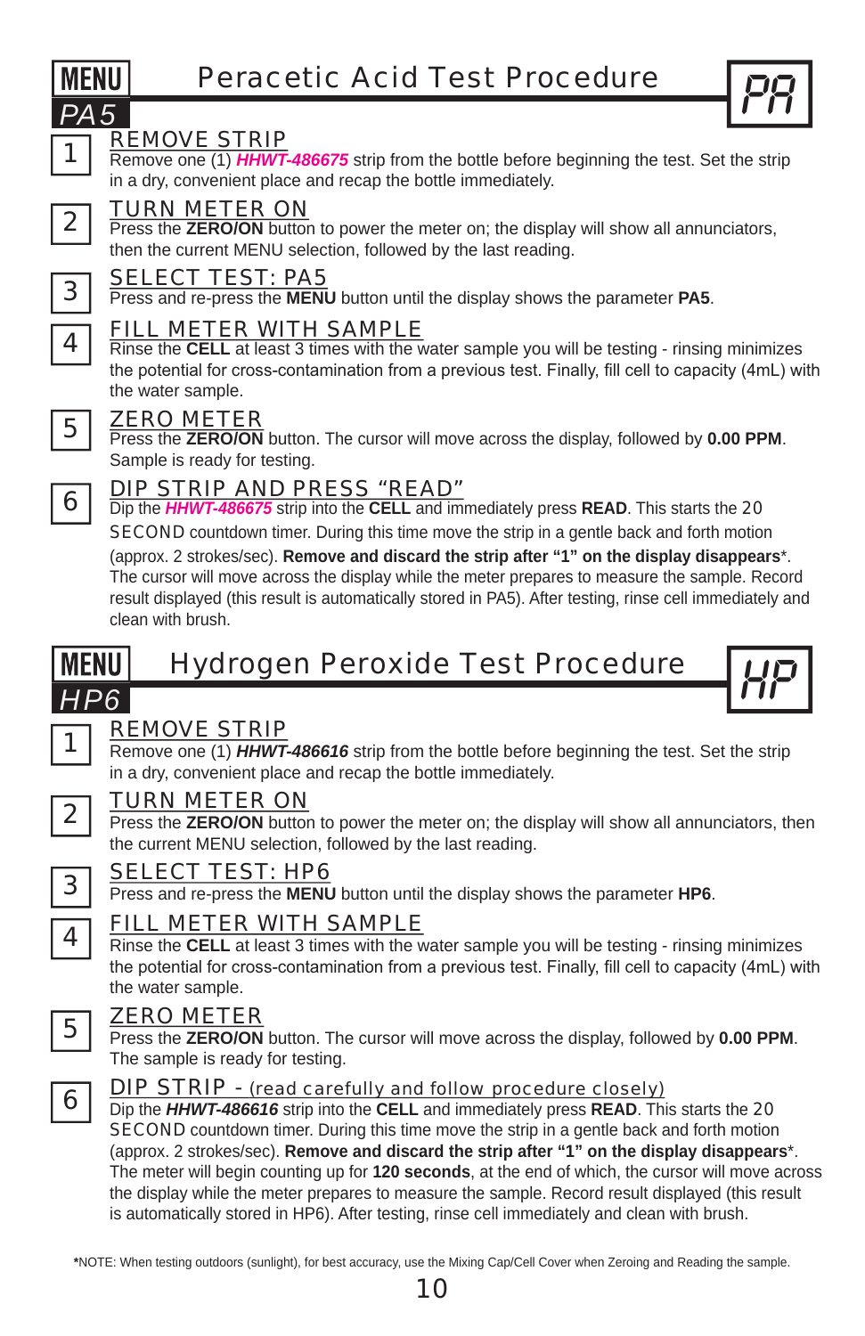## MENU PA5 — Peracetic Acid Test Procedure — PA

**1** REMOVE STRIP
Remove one (1) ***HHWT-486675*** strip from the bottle before beginning the test. Set the strip in a dry, convenient place and recap the bottle immediately.

**2** TURN METER ON
Press the **ZERO/ON** button to power the meter on; the display will show all annunciators, then the current MENU selection, followed by the last reading.

**3** SELECT TEST: PA5
Press and re-press the **MENU** button until the display shows the parameter **PA5**.

**4** FILL METER WITH SAMPLE
Rinse the **CELL** at least 3 times with the water sample you will be testing - rinsing minimizes the potential for cross-contamination from a previous test. Finally, fill cell to capacity (4mL) with the water sample.

**5** ZERO METER
Press the **ZERO/ON** button. The cursor will move across the display, followed by **0.00 PPM**. Sample is ready for testing.

**6** DIP STRIP AND PRESS "READ"
Dip the ***HHWT-486675*** strip into the **CELL** and immediately press **READ**. This starts the 20 SECOND countdown timer. During this time move the strip in a gentle back and forth motion (approx. 2 strokes/sec). **Remove and discard the strip after "1" on the display disappears***. The cursor will move across the display while the meter prepares to measure the sample. Record result displayed (this result is automatically stored in PA5). After testing, rinse cell immediately and clean with brush.

## MENU HP6 — Hydrogen Peroxide Test Procedure — HP

**1** REMOVE STRIP
Remove one (1) ***HHWT-486616*** strip from the bottle before beginning the test. Set the strip in a dry, convenient place and recap the bottle immediately.

**2** TURN METER ON
Press the **ZERO/ON** button to power the meter on; the display will show all annunciators, then the current MENU selection, followed by the last reading.

**3** SELECT TEST: HP6
Press and re-press the **MENU** button until the display shows the parameter **HP6**.

**4** FILL METER WITH SAMPLE
Rinse the **CELL** at least 3 times with the water sample you will be testing - rinsing minimizes the potential for cross-contamination from a previous test. Finally, fill cell to capacity (4mL) with the water sample.

**5** ZERO METER
Press the **ZERO/ON** button. The cursor will move across the display, followed by **0.00 PPM**. The sample is ready for testing.

**6** DIP STRIP - (read carefully and follow procedure closely)
Dip the ***HHWT-486616*** strip into the **CELL** and immediately press **READ**. This starts the 20 SECOND countdown timer. During this time move the strip in a gentle back and forth motion (approx. 2 strokes/sec). **Remove and discard the strip after "1" on the display disappears***. The meter will begin counting up for **120 seconds**, at the end of which, the cursor will move across the display while the meter prepares to measure the sample. Record result displayed (this result is automatically stored in HP6). After testing, rinse cell immediately and clean with brush.

***NOTE:** When testing outdoors (sunlight), for best accuracy, use the Mixing Cap/Cell Cover when Zeroing and Reading the sample.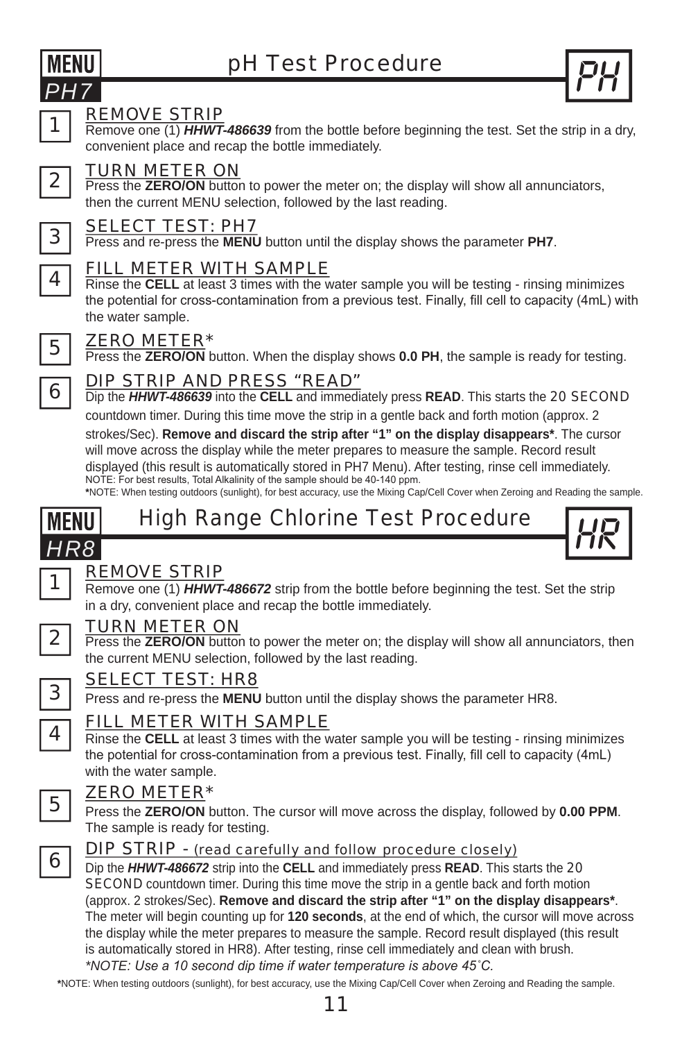MENU
*PH7*

## pH Test Procedure

PH

1 **REMOVE STRIP**
Remove one (1) ***HHWT-486639*** from the bottle before beginning the test. Set the strip in a dry, convenient place and recap the bottle immediately.

2 **TURN METER ON**
Press the **ZERO/ON** button to power the meter on; the display will show all annunciators, then the current MENU selection, followed by the last reading.

3 **SELECT TEST: PH7**
Press and re-press the **MENU** button until the display shows the parameter **PH7**.

4 **FILL METER WITH SAMPLE**
Rinse the **CELL** at least 3 times with the water sample you will be testing - rinsing minimizes the potential for cross-contamination from a previous test. Finally, fill cell to capacity (4mL) with the water sample.

5 **ZERO METER***
Press the **ZERO/ON** button. When the display shows **0.0 PH**, the sample is ready for testing.

6 **DIP STRIP AND PRESS "READ"**
Dip the ***HHWT-486639*** into the **CELL** and immediately press **READ**. This starts the 20 SECOND countdown timer. During this time move the strip in a gentle back and forth motion (approx. 2 strokes/Sec). **Remove and discard the strip after "1" on the display disappears***. The cursor will move across the display while the meter prepares to measure the sample. Record result displayed (this result is automatically stored in PH7 Menu). After testing, rinse cell immediately.
NOTE: For best results, Total Alkalinity of the sample should be 40-140 ppm.
***NOTE: When testing outdoors (sunlight), for best accuracy, use the Mixing Cap/Cell Cover when Zeroing and Reading the sample.

MENU
*HR8*

## High Range Chlorine Test Procedure

HR

1 **REMOVE STRIP**
Remove one (1) ***HHWT-486672*** strip from the bottle before beginning the test. Set the strip in a dry, convenient place and recap the bottle immediately.

2 **TURN METER ON**
Press the **ZERO/ON** button to power the meter on; the display will show all annunciators, then the current MENU selection, followed by the last reading.

3 **SELECT TEST: HR8**
Press and re-press the **MENU** button until the display shows the parameter HR8.

4 **FILL METER WITH SAMPLE**
Rinse the **CELL** at least 3 times with the water sample you will be testing - rinsing minimizes the potential for cross-contamination from a previous test. Finally, fill cell to capacity (4mL) with the water sample.

5 **ZERO METER***
Press the **ZERO/ON** button. The cursor will move across the display, followed by **0.00 PPM**. The sample is ready for testing.

6 **DIP STRIP - (read carefully and follow procedure closely)**
Dip the ***HHWT-486672*** strip into the **CELL** and immediately press **READ**. This starts the 20 SECOND countdown timer. During this time move the strip in a gentle back and forth motion (approx. 2 strokes/Sec). **Remove and discard the strip after "1" on the display disappears***. The meter will begin counting up for **120 seconds**, at the end of which, the cursor will move across the display while the meter prepares to measure the sample. Record result displayed (this result is automatically stored in HR8). After testing, rinse cell immediately and clean with brush.
*\*NOTE: Use a 10 second dip time if water temperature is above 45˚C.*

***NOTE: When testing outdoors (sunlight), for best accuracy, use the Mixing Cap/Cell Cover when Zeroing and Reading the sample.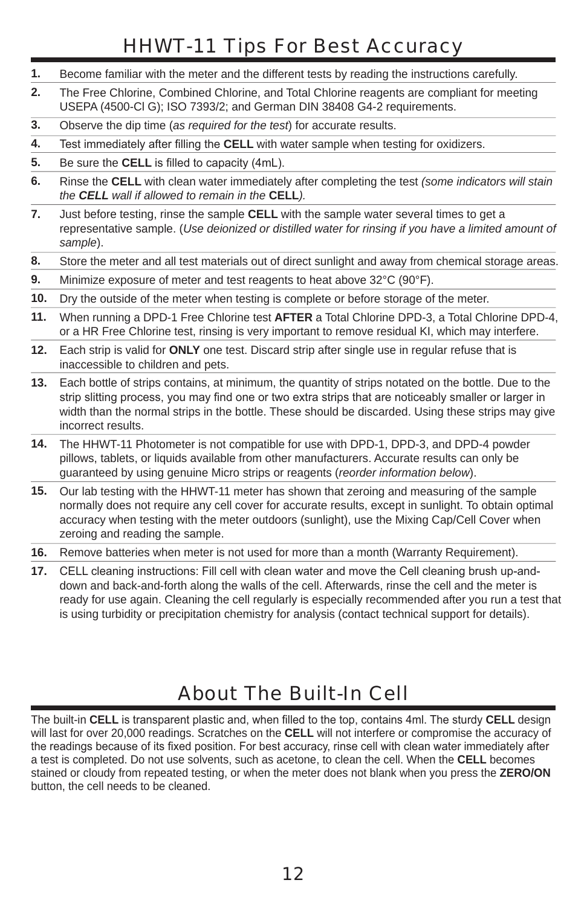# HHWT-11 Tips For Best Accuracy

1. Become familiar with the meter and the different tests by reading the instructions carefully.
2. The Free Chlorine, Combined Chlorine, and Total Chlorine reagents are compliant for meeting USEPA (4500-Cl G); ISO 7393/2; and German DIN 38408 G4-2 requirements.
3. Observe the dip time (*as required for the test*) for accurate results.
4. Test immediately after filling the **CELL** with water sample when testing for oxidizers.
5. Be sure the **CELL** is filled to capacity (4mL).
6. Rinse the **CELL** with clean water immediately after completing the test *(some indicators will stain the **CELL** wall if allowed to remain in the* **CELL***).*
7. Just before testing, rinse the sample **CELL** with the sample water several times to get a representative sample. (*Use deionized or distilled water for rinsing if you have a limited amount of sample*).
8. Store the meter and all test materials out of direct sunlight and away from chemical storage areas.
9. Minimize exposure of meter and test reagents to heat above 32°C (90°F).
10. Dry the outside of the meter when testing is complete or before storage of the meter.
11. When running a DPD-1 Free Chlorine test **AFTER** a Total Chlorine DPD-3, a Total Chlorine DPD-4, or a HR Free Chlorine test, rinsing is very important to remove residual KI, which may interfere.
12. Each strip is valid for **ONLY** one test. Discard strip after single use in regular refuse that is inaccessible to children and pets.
13. Each bottle of strips contains, at minimum, the quantity of strips notated on the bottle. Due to the strip slitting process, you may find one or two extra strips that are noticeably smaller or larger in width than the normal strips in the bottle. These should be discarded. Using these strips may give incorrect results.
14. The HHWT-11 Photometer is not compatible for use with DPD-1, DPD-3, and DPD-4 powder pillows, tablets, or liquids available from other manufacturers. Accurate results can only be guaranteed by using genuine Micro strips or reagents (*reorder information below*).
15. Our lab testing with the HHWT-11 meter has shown that zeroing and measuring of the sample normally does not require any cell cover for accurate results, except in sunlight. To obtain optimal accuracy when testing with the meter outdoors (sunlight), use the Mixing Cap/Cell Cover when zeroing and reading the sample.
16. Remove batteries when meter is not used for more than a month (Warranty Requirement).
17. CELL cleaning instructions: Fill cell with clean water and move the Cell cleaning brush up-and-down and back-and-forth along the walls of the cell. Afterwards, rinse the cell and the meter is ready for use again. Cleaning the cell regularly is especially recommended after you run a test that is using turbidity or precipitation chemistry for analysis (contact technical support for details).

# About The Built-In Cell

The built-in **CELL** is transparent plastic and, when filled to the top, contains 4ml. The sturdy **CELL** design will last for over 20,000 readings. Scratches on the **CELL** will not interfere or compromise the accuracy of the readings because of its fixed position. For best accuracy, rinse cell with clean water immediately after a test is completed. Do not use solvents, such as acetone, to clean the cell. When the **CELL** becomes stained or cloudy from repeated testing, or when the meter does not blank when you press the **ZERO/ON** button, the cell needs to be cleaned.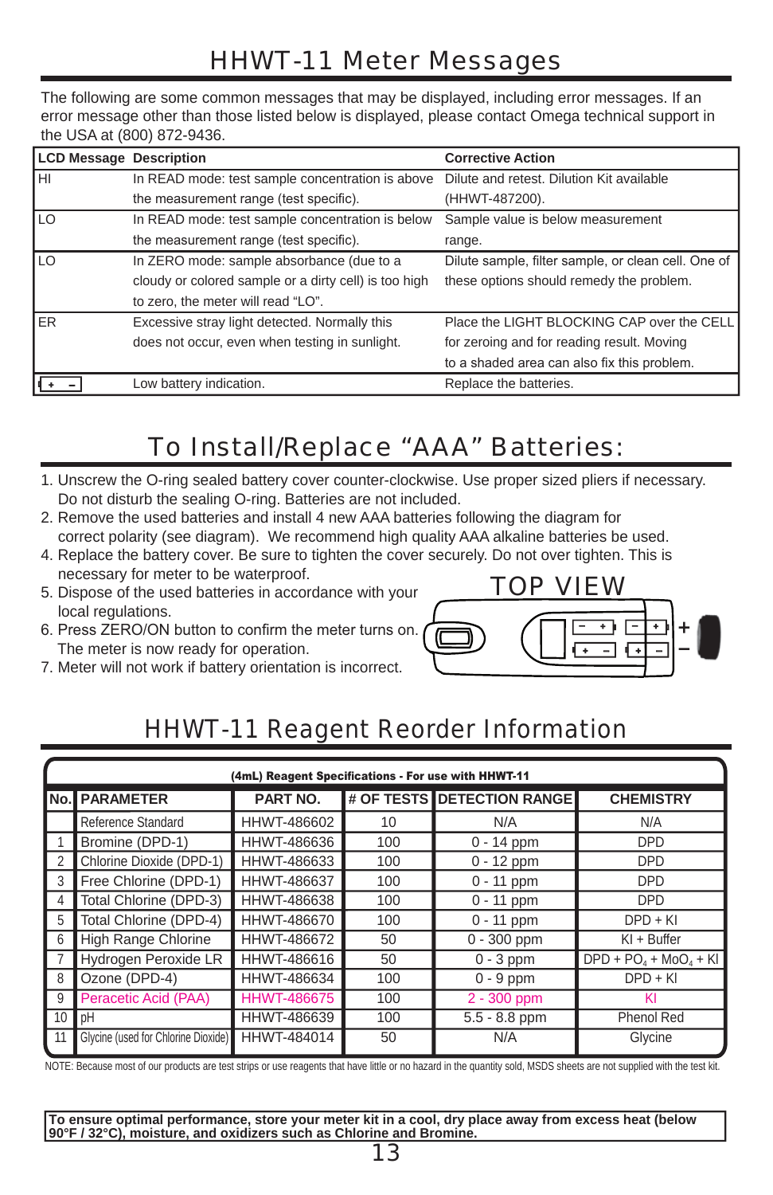# HHWT-11 Meter Messages

The following are some common messages that may be displayed, including error messages. If an error message other than those listed below is displayed, please contact Omega technical support in the USA at (800) 872-9436.

| LCD Message | Description | Corrective Action |
|---|---|---|
| HI | In READ mode: test sample concentration is above the measurement range (test specific). | Dilute and retest. Dilution Kit available (HHWT-487200). |
| LO | In READ mode: test sample concentration is below the measurement range (test specific). | Sample value is below measurement range. |
| LO | In ZERO mode: sample absorbance (due to a cloudy or colored sample or a dirty cell) is too high to zero, the meter will read "LO". | Dilute sample, filter sample, or clean cell. One of these options should remedy the problem. |
| ER | Excessive stray light detected. Normally this does not occur, even when testing in sunlight. | Place the LIGHT BLOCKING CAP over the CELL for zeroing and for reading result. Moving to a shaded area can also fix this problem. |
| + − | Low battery indication. | Replace the batteries. |

# To Install/Replace "AAA" Batteries:

1. Unscrew the O-ring sealed battery cover counter-clockwise. Use proper sized pliers if necessary. Do not disturb the sealing O-ring. Batteries are not included.
2. Remove the used batteries and install 4 new AAA batteries following the diagram for correct polarity (see diagram). We recommend high quality AAA alkaline batteries be used.
4. Replace the battery cover. Be sure to tighten the cover securely. Do not over tighten. This is necessary for meter to be waterproof.
5. Dispose of the used batteries in accordance with your local regulations.
6. Press ZERO/ON button to confirm the meter turns on. The meter is now ready for operation.
7. Meter will not work if battery orientation is incorrect.

TOP VIEW

# HHWT-11 Reagent Reorder Information

| (4mL) Reagent Specifications - For use with HHWT-11 | | | | | |
|---|---|---|---|---|---|
| **No.** | **PARAMETER** | **PART NO.** | **# OF TESTS** | **DETECTION RANGE** | **CHEMISTRY** |
| | Reference Standard | HHWT-486602 | 10 | N/A | N/A |
| 1 | Bromine (DPD-1) | HHWT-486636 | 100 | 0 - 14 ppm | DPD |
| 2 | Chlorine Dioxide (DPD-1) | HHWT-486633 | 100 | 0 - 12 ppm | DPD |
| 3 | Free Chlorine (DPD-1) | HHWT-486637 | 100 | 0 - 11 ppm | DPD |
| 4 | Total Chlorine (DPD-3) | HHWT-486638 | 100 | 0 - 11 ppm | DPD |
| 5 | Total Chlorine (DPD-4) | HHWT-486670 | 100 | 0 - 11 ppm | DPD + KI |
| 6 | High Range Chlorine | HHWT-486672 | 50 | 0 - 300 ppm | KI + Buffer |
| 7 | Hydrogen Peroxide LR | HHWT-486616 | 50 | 0 - 3 ppm | DPD + $PO_4$ + $MoO_4$ + KI |
| 8 | Ozone (DPD-4) | HHWT-486634 | 100 | 0 - 9 ppm | DPD + KI |
| 9 | Peracetic Acid (PAA) | HHWT-486675 | 100 | 2 - 300 ppm | KI |
| 10 | pH | HHWT-486639 | 100 | 5.5 - 8.8 ppm | Phenol Red |
| 11 | Glycine (used for Chlorine Dioxide) | HHWT-484014 | 50 | N/A | Glycine |

NOTE: Because most of our products are test strips or use reagents that have little or no hazard in the quantity sold, MSDS sheets are not supplied with the test kit.

**To ensure optimal performance, store your meter kit in a cool, dry place away from excess heat (below 90°F / 32°C), moisture, and oxidizers such as Chlorine and Bromine.**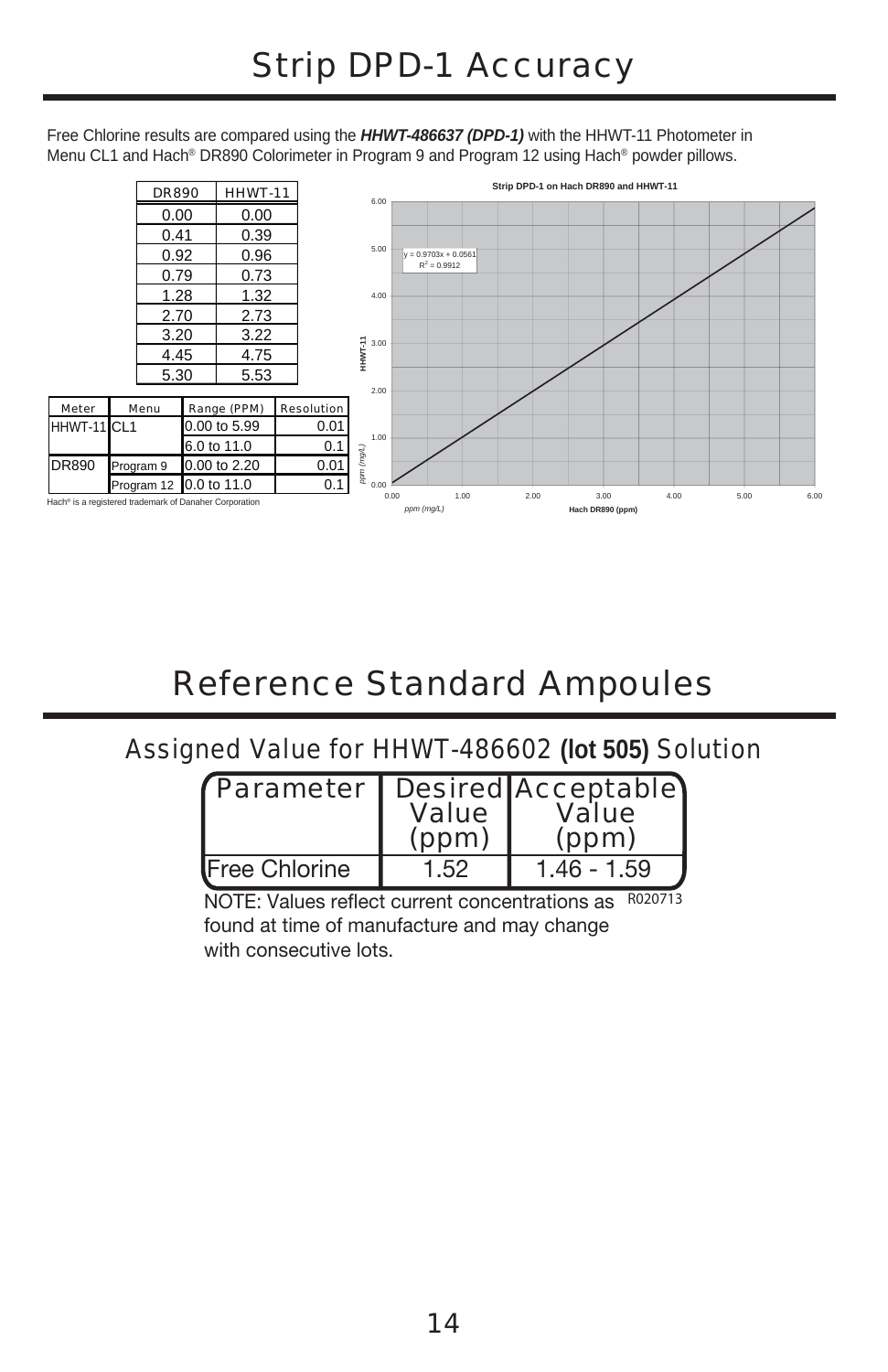# Strip DPD-1 Accuracy

Free Chlorine results are compared using the ***HHWT-486637 (DPD-1)*** with the HHWT-11 Photometer in Menu CL1 and Hach® DR890 Colorimeter in Program 9 and Program 12 using Hach® powder pillows.

| DR890 | HHWT-11 |
|---|---|
| 0.00 | 0.00 |
| 0.41 | 0.39 |
| 0.92 | 0.96 |
| 0.79 | 0.73 |
| 1.28 | 1.32 |
| 2.70 | 2.73 |
| 3.20 | 3.22 |
| 4.45 | 4.75 |
| 5.30 | 5.53 |

| Meter | Menu | Range (PPM) | Resolution |
|---|---|---|---|
| HHWT-11 | CL1 | 0.00 to 5.99 | 0.01 |
| | | 6.0 to 11.0 | 0.1 |
| DR890 | Program 9 | 0.00 to 2.20 | 0.01 |
| | Program 12 | 0.0 to 11.0 | 0.1 |

Hach® is a registered trademark of Danaher Corporation

**Strip DPD-1 on Hach DR890 and HHWT-11**

$y = 0.9703x + 0.0561$
$R^2 = 0.9912$

HHWT-11 ppm (mg/L) vs. Hach DR890 (ppm) ppm (mg/L)

# Reference Standard Ampoules

## Assigned Value for HHWT-486602 **(lot 505)** Solution

| Parameter | Desired Value (ppm) | Acceptable Value (ppm) |
|---|---|---|
| Free Chlorine | 1.52 | 1.46 - 1.59 |

NOTE: Values reflect current concentrations as found at time of manufacture and may change with consecutive lots.

R020713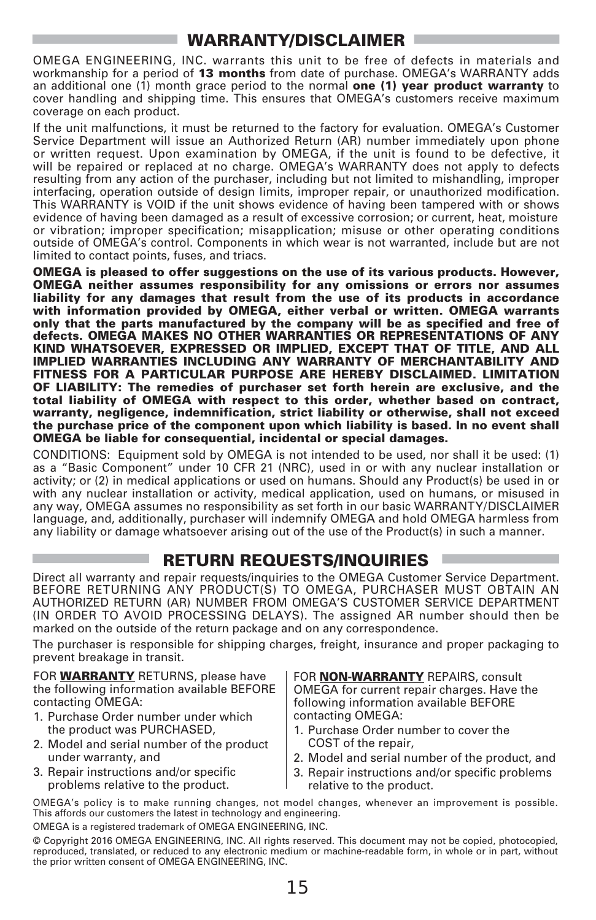## WARRANTY/DISCLAIMER

OMEGA ENGINEERING, INC. warrants this unit to be free of defects in materials and workmanship for a period of **13 months** from date of purchase. OMEGA's WARRANTY adds an additional one (1) month grace period to the normal **one (1) year product warranty** to cover handling and shipping time. This ensures that OMEGA's customers receive maximum coverage on each product.

If the unit malfunctions, it must be returned to the factory for evaluation. OMEGA's Customer Service Department will issue an Authorized Return (AR) number immediately upon phone or written request. Upon examination by OMEGA, if the unit is found to be defective, it will be repaired or replaced at no charge. OMEGA's WARRANTY does not apply to defects resulting from any action of the purchaser, including but not limited to mishandling, improper interfacing, operation outside of design limits, improper repair, or unauthorized modification. This WARRANTY is VOID if the unit shows evidence of having been tampered with or shows evidence of having been damaged as a result of excessive corrosion; or current, heat, moisture or vibration; improper specification; misapplication; misuse or other operating conditions outside of OMEGA's control. Components in which wear is not warranted, include but are not limited to contact points, fuses, and triacs.

**OMEGA is pleased to offer suggestions on the use of its various products. However, OMEGA neither assumes responsibility for any omissions or errors nor assumes liability for any damages that result from the use of its products in accordance with information provided by OMEGA, either verbal or written. OMEGA warrants only that the parts manufactured by the company will be as specified and free of defects. OMEGA MAKES NO OTHER WARRANTIES OR REPRESENTATIONS OF ANY KIND WHATSOEVER, EXPRESSED OR IMPLIED, EXCEPT THAT OF TITLE, AND ALL IMPLIED WARRANTIES INCLUDING ANY WARRANTY OF MERCHANTABILITY AND FITNESS FOR A PARTICULAR PURPOSE ARE HEREBY DISCLAIMED. LIMITATION OF LIABILITY: The remedies of purchaser set forth herein are exclusive, and the total liability of OMEGA with respect to this order, whether based on contract, warranty, negligence, indemnification, strict liability or otherwise, shall not exceed the purchase price of the component upon which liability is based. In no event shall OMEGA be liable for consequential, incidental or special damages.**

CONDITIONS: Equipment sold by OMEGA is not intended to be used, nor shall it be used: (1) as a "Basic Component" under 10 CFR 21 (NRC), used in or with any nuclear installation or activity; or (2) in medical applications or used on humans. Should any Product(s) be used in or with any nuclear installation or activity, medical application, used on humans, or misused in any way, OMEGA assumes no responsibility as set forth in our basic WARRANTY/DISCLAIMER language, and, additionally, purchaser will indemnify OMEGA and hold OMEGA harmless from any liability or damage whatsoever arising out of the use of the Product(s) in such a manner.

## RETURN REQUESTS/INQUIRIES

Direct all warranty and repair requests/inquiries to the OMEGA Customer Service Department. BEFORE RETURNING ANY PRODUCT(S) TO OMEGA, PURCHASER MUST OBTAIN AN AUTHORIZED RETURN (AR) NUMBER FROM OMEGA'S CUSTOMER SERVICE DEPARTMENT (IN ORDER TO AVOID PROCESSING DELAYS). The assigned AR number should then be marked on the outside of the return package and on any correspondence.

The purchaser is responsible for shipping charges, freight, insurance and proper packaging to prevent breakage in transit.

FOR **WARRANTY** RETURNS, please have the following information available BEFORE contacting OMEGA:

1. Purchase Order number under which the product was PURCHASED,
2. Model and serial number of the product under warranty, and
3. Repair instructions and/or specific problems relative to the product.

FOR **NON-WARRANTY** REPAIRS, consult OMEGA for current repair charges. Have the following information available BEFORE contacting OMEGA:

1. Purchase Order number to cover the COST of the repair,
2. Model and serial number of the product, and
3. Repair instructions and/or specific problems relative to the product.

OMEGA's policy is to make running changes, not model changes, whenever an improvement is possible. This affords our customers the latest in technology and engineering.

OMEGA is a registered trademark of OMEGA ENGINEERING, INC.

© Copyright 2016 OMEGA ENGINEERING, INC. All rights reserved. This document may not be copied, photocopied, reproduced, translated, or reduced to any electronic medium or machine-readable form, in whole or in part, without the prior written consent of OMEGA ENGINEERING, INC.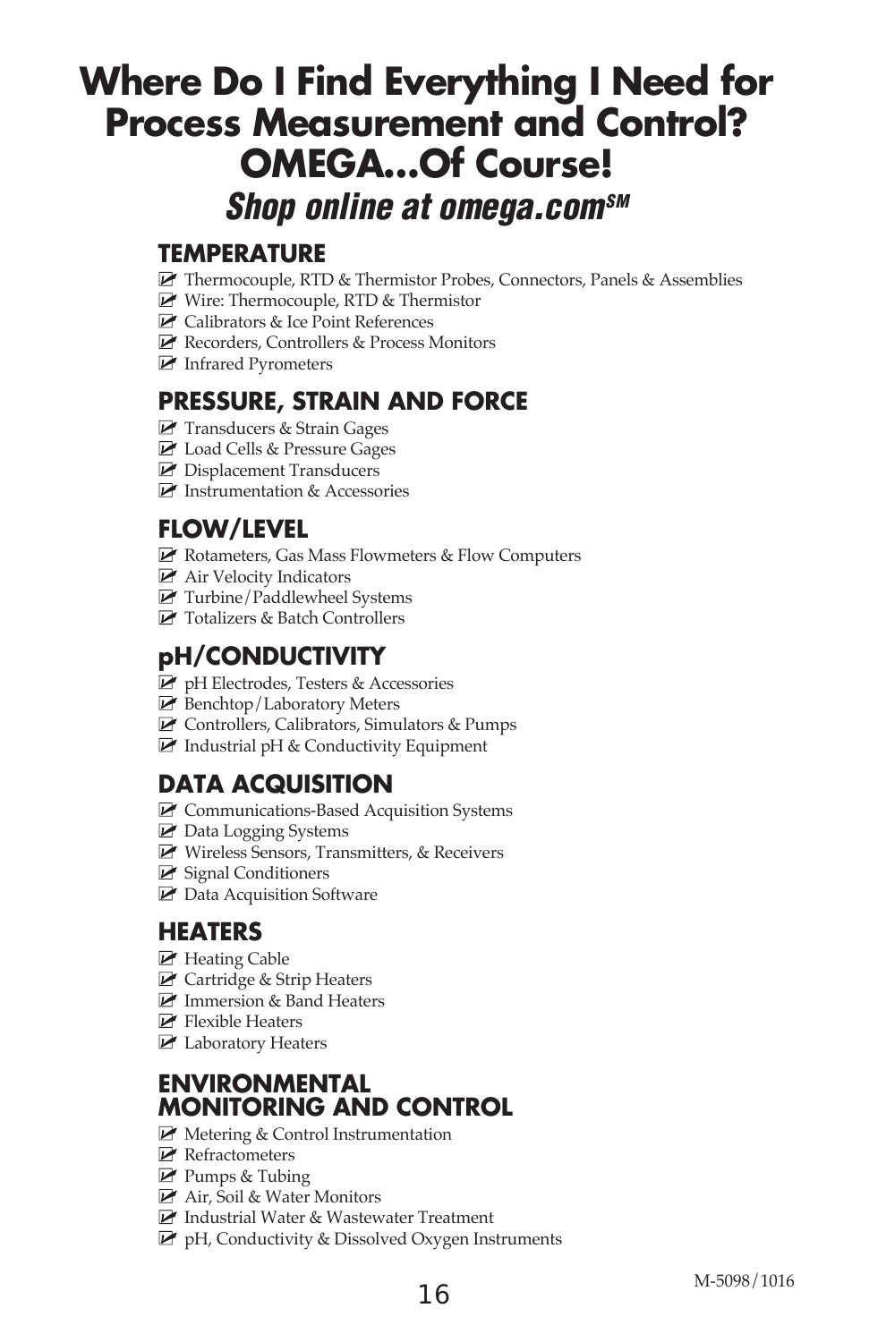# Where Do I Find Everything I Need for Process Measurement and Control? OMEGA...Of Course!

## *Shop online at omega.com*[SM]

### TEMPERATURE

- Thermocouple, RTD & Thermistor Probes, Connectors, Panels & Assemblies
- Wire: Thermocouple, RTD & Thermistor
- Calibrators & Ice Point References
- Recorders, Controllers & Process Monitors
- Infrared Pyrometers

### PRESSURE, STRAIN AND FORCE

- Transducers & Strain Gages
- Load Cells & Pressure Gages
- Displacement Transducers
- Instrumentation & Accessories

### FLOW/LEVEL

- Rotameters, Gas Mass Flowmeters & Flow Computers
- Air Velocity Indicators
- Turbine/Paddlewheel Systems
- Totalizers & Batch Controllers

### pH/CONDUCTIVITY

- pH Electrodes, Testers & Accessories
- Benchtop/Laboratory Meters
- Controllers, Calibrators, Simulators & Pumps
- Industrial pH & Conductivity Equipment

### DATA ACQUISITION

- Communications-Based Acquisition Systems
- Data Logging Systems
- Wireless Sensors, Transmitters, & Receivers
- Signal Conditioners
- Data Acquisition Software

### HEATERS

- Heating Cable
- Cartridge & Strip Heaters
- Immersion & Band Heaters
- Flexible Heaters
- Laboratory Heaters

### ENVIRONMENTAL MONITORING AND CONTROL

- Metering & Control Instrumentation
- Refractometers
- Pumps & Tubing
- Air, Soil & Water Monitors
- Industrial Water & Wastewater Treatment
- pH, Conductivity & Dissolved Oxygen Instruments

M-5098/1016